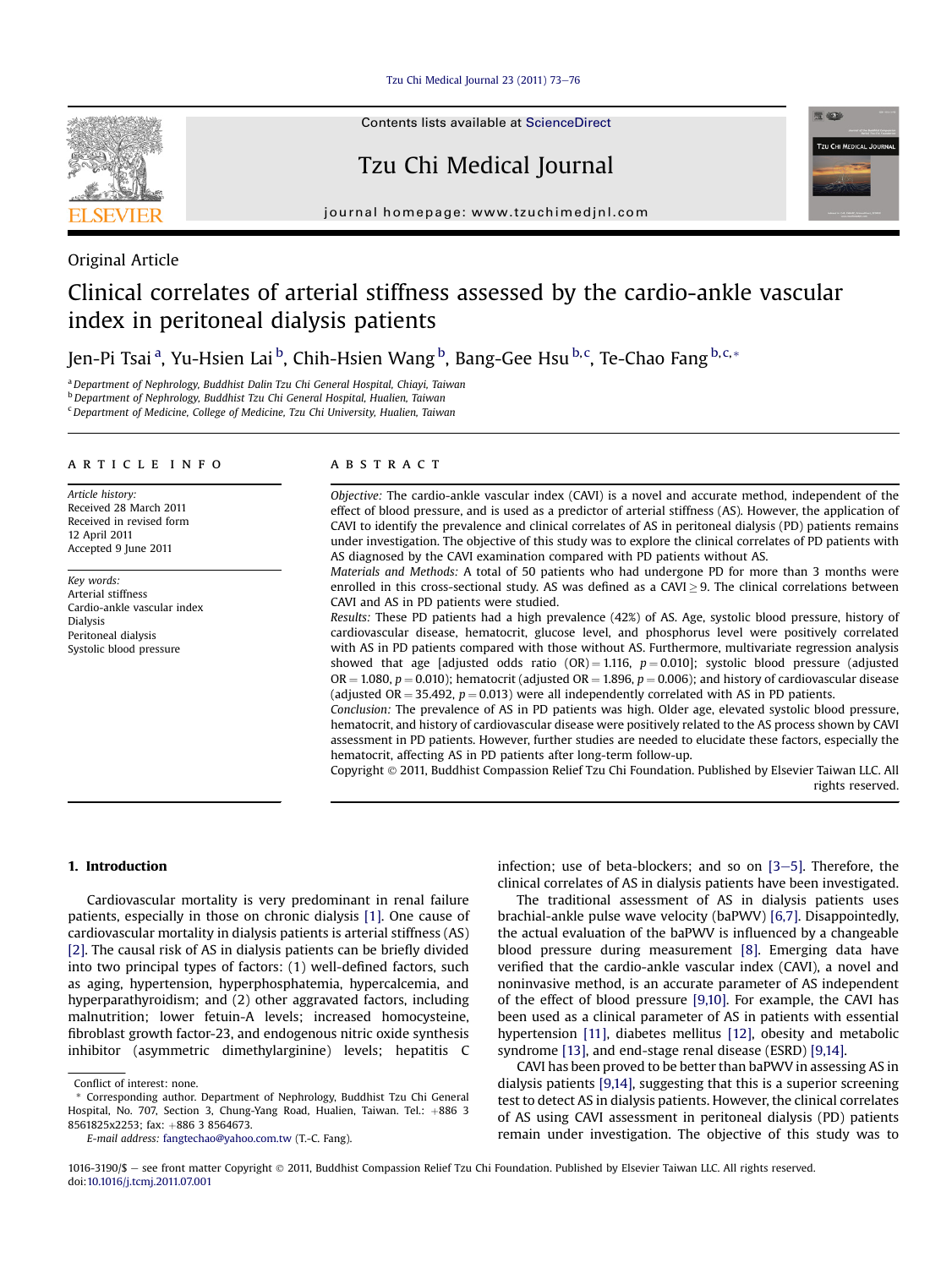Original Article

# Clinical correlates of arterial stiffness assessed by the cardio-ankle vascular index in peritoneal dialysis patients

Jen-Pi Tsai [a], Yu-Hsien Lai [b], Chih-Hsien Wang [b], Bang-Gee Hsu [b,c], Te-Chao Fang [b,c,*]

[a] Department of Nephrology, Buddhist Dalin Tzu Chi General Hospital, Chiayi, Taiwan
[b] Department of Nephrology, Buddhist Tzu Chi General Hospital, Hualien, Taiwan
[c] Department of Medicine, College of Medicine, Tzu Chi University, Hualien, Taiwan

## ARTICLE INFO

*Article history:*
Received 28 March 2011
Received in revised form 12 April 2011
Accepted 9 June 2011

*Key words:*
Arterial stiffness
Cardio-ankle vascular index
Dialysis
Peritoneal dialysis
Systolic blood pressure

## ABSTRACT

*Objective:* The cardio-ankle vascular index (CAVI) is a novel and accurate method, independent of the effect of blood pressure, and is used as a predictor of arterial stiffness (AS). However, the application of CAVI to identify the prevalence and clinical correlates of AS in peritoneal dialysis (PD) patients remains under investigation. The objective of this study was to explore the clinical correlates of PD patients with AS diagnosed by the CAVI examination compared with PD patients without AS.

*Materials and Methods:* A total of 50 patients who had undergone PD for more than 3 months were enrolled in this cross-sectional study. AS was defined as a CAVI ≥ 9. The clinical correlations between CAVI and AS in PD patients were studied.

*Results:* These PD patients had a high prevalence (42%) of AS. Age, systolic blood pressure, history of cardiovascular disease, hematocrit, glucose level, and phosphorus level were positively correlated with AS in PD patients compared with those without AS. Furthermore, multivariate regression analysis showed that age [adjusted odds ratio (OR) = 1.116, $p = 0.010$]; systolic blood pressure (adjusted OR = 1.080, $p = 0.010$); hematocrit (adjusted OR = 1.896, $p = 0.006$); and history of cardiovascular disease (adjusted OR = 35.492, $p = 0.013$) were all independently correlated with AS in PD patients.

*Conclusion:* The prevalence of AS in PD patients was high. Older age, elevated systolic blood pressure, hematocrit, and history of cardiovascular disease were positively related to the AS process shown by CAVI assessment in PD patients. However, further studies are needed to elucidate these factors, especially the hematocrit, affecting AS in PD patients after long-term follow-up.

Copyright © 2011, Buddhist Compassion Relief Tzu Chi Foundation. Published by Elsevier Taiwan LLC. All rights reserved.

## 1. Introduction

Cardiovascular mortality is very predominant in renal failure patients, especially in those on chronic dialysis [1]. One cause of cardiovascular mortality in dialysis patients is arterial stiffness (AS) [2]. The causal risk of AS in dialysis patients can be briefly divided into two principal types of factors: (1) well-defined factors, such as aging, hypertension, hyperphosphatemia, hypercalcemia, and hyperparathyroidism; and (2) other aggravated factors, including malnutrition; lower fetuin-A levels; increased homocysteine, fibroblast growth factor-23, and endogenous nitric oxide synthesis inhibitor (asymmetric dimethylarginine) levels; hepatitis C infection; use of beta-blockers; and so on [3–5]. Therefore, the clinical correlates of AS in dialysis patients have been investigated.

The traditional assessment of AS in dialysis patients uses brachial-ankle pulse wave velocity (baPWV) [6,7]. Disappointedly, the actual evaluation of the baPWV is influenced by a changeable blood pressure during measurement [8]. Emerging data have verified that the cardio-ankle vascular index (CAVI), a novel and noninvasive method, is an accurate parameter of AS independent of the effect of blood pressure [9,10]. For example, the CAVI has been used as a clinical parameter of AS in patients with essential hypertension [11], diabetes mellitus [12], obesity and metabolic syndrome [13], and end-stage renal disease (ESRD) [9,14].

CAVI has been proved to be better than baPWV in assessing AS in dialysis patients [9,14], suggesting that this is a superior screening test to detect AS in dialysis patients. However, the clinical correlates of AS using CAVI assessment in peritoneal dialysis (PD) patients remain under investigation. The objective of this study was to

Conflict of interest: none.

* Corresponding author. Department of Nephrology, Buddhist Tzu Chi General Hospital, No. 707, Section 3, Chung-Yang Road, Hualien, Taiwan. Tel.: +886 3 8561825x2253; fax: +886 3 8564673.

*E-mail address:* fangtechao@yahoo.com.tw (T.-C. Fang).

1016-3190/$ – see front matter Copyright © 2011, Buddhist Compassion Relief Tzu Chi Foundation. Published by Elsevier Taiwan LLC. All rights reserved.
doi:10.1016/j.tcmj.2011.07.001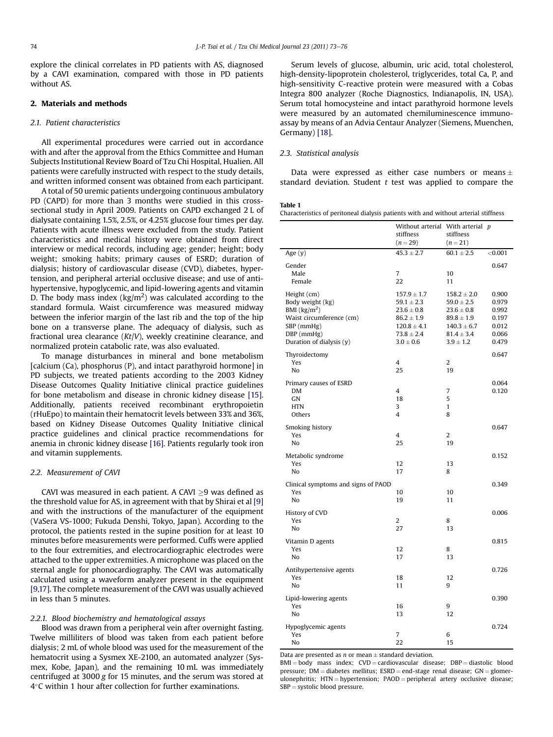explore the clinical correlates in PD patients with AS, diagnosed by a CAVI examination, compared with those in PD patients without AS.

## 2. Materials and methods

### 2.1. Patient characteristics

All experimental procedures were carried out in accordance with and after the approval from the Ethics Committee and Human Subjects Institutional Review Board of Tzu Chi Hospital, Hualien. All patients were carefully instructed with respect to the study details, and written informed consent was obtained from each participant.

A total of 50 uremic patients undergoing continuous ambulatory PD (CAPD) for more than 3 months were studied in this cross-sectional study in April 2009. Patients on CAPD exchanged 2 L of dialysate containing 1.5%, 2.5%, or 4.25% glucose four times per day. Patients with acute illness were excluded from the study. Patient characteristics and medical history were obtained from direct interview or medical records, including age; gender; height; body weight; smoking habits; primary causes of ESRD; duration of dialysis; history of cardiovascular disease (CVD), diabetes, hypertension, and peripheral arterial occlusive disease; and use of antihypertensive, hypoglycemic, and lipid-lowering agents and vitamin D. The body mass index (kg/m$^2$) was calculated according to the standard formula. Waist circumference was measured midway between the inferior margin of the last rib and the top of the hip bone on a transverse plane. The adequacy of dialysis, such as fractional urea clearance ($Kt/V$), weekly creatinine clearance, and normalized protein catabolic rate, was also evaluated.

To manage disturbances in mineral and bone metabolism [calcium (Ca), phosphorus (P), and intact parathyroid hormone] in PD subjects, we treated patients according to the 2003 Kidney Disease Outcomes Quality Initiative clinical practice guidelines for bone metabolism and disease in chronic kidney disease [15]. Additionally, patients received recombinant erythropoietin (rHuEpo) to maintain their hematocrit levels between 33% and 36%, based on Kidney Disease Outcomes Quality Initiative clinical practice guidelines and clinical practice recommendations for anemia in chronic kidney disease [16]. Patients regularly took iron and vitamin supplements.

### 2.2. Measurement of CAVI

CAVI was measured in each patient. A CAVI $\geq$9 was defined as the threshold value for AS, in agreement with that by Shirai et al [9] and with the instructions of the manufacturer of the equipment (VaSera VS-1000; Fukuda Denshi, Tokyo, Japan). According to the protocol, the patients rested in the supine position for at least 10 minutes before measurements were performed. Cuffs were applied to the four extremities, and electrocardiographic electrodes were attached to the upper extremities. A microphone was placed on the sternal angle for phonocardiography. The CAVI was automatically calculated using a waveform analyzer present in the equipment [9,17]. The complete measurement of the CAVI was usually achieved in less than 5 minutes.

#### 2.2.1. Blood biochemistry and hematological assays

Blood was drawn from a peripheral vein after overnight fasting. Twelve milliliters of blood was taken from each patient before dialysis; 2 mL of whole blood was used for the measurement of the hematocrit using a Sysmex XE-2100, an automated analyzer (Sysmex, Kobe, Japan), and the remaining 10 mL was immediately centrifuged at 3000 *g* for 15 minutes, and the serum was stored at 4°C within 1 hour after collection for further examinations.

Serum levels of glucose, albumin, uric acid, total cholesterol, high-density-lipoprotein cholesterol, triglycerides, total Ca, P, and high-sensitivity C-reactive protein were measured with a Cobas Integra 800 analyzer (Roche Diagnostics, Indianapolis, IN, USA). Serum total homocysteine and intact parathyroid hormone levels were measured by an automated chemiluminescence immunoassay by means of an Advia Centaur Analyzer (Siemens, Muenchen, Germany) [18].

### 2.3. Statistical analysis

Data were expressed as either case numbers or means $\pm$ standard deviation. Student *t* test was applied to compare the

**Table 1**
Characteristics of peritoneal dialysis patients with and without arterial stiffness

| | Without arterial stiffness ($n = 29$) | With arterial stiffness ($n = 21$) | *p* |
|---|---|---|---|
| Age (y) | 45.3 ± 2.7 | 60.1 ± 2.5 | <0.001 |
| Gender | | | 0.647 |
| Male | 7 | 10 | |
| Female | 22 | 11 | |
| Height (cm) | 157.9 ± 1.7 | 158.2 ± 2.0 | 0.900 |
| Body weight (kg) | 59.1 ± 2.3 | 59.0 ± 2.5 | 0.979 |
| BMI (kg/m$^2$) | 23.6 ± 0.8 | 23.6 ± 0.8 | 0.992 |
| Waist circumference (cm) | 86.2 ± 1.9 | 89.8 ± 1.9 | 0.197 |
| SBP (mmHg) | 120.8 ± 4.1 | 140.3 ± 6.7 | 0.012 |
| DBP (mmHg) | 73.8 ± 2.4 | 81.4 ± 3.4 | 0.066 |
| Duration of dialysis (y) | 3.0 ± 0.6 | 3.9 ± 1.2 | 0.479 |
| Thyroidectomy | | | 0.647 |
| Yes | 4 | 2 | |
| No | 25 | 19 | |
| Primary causes of ESRD | | | 0.064 |
| DM | 4 | 7 | 0.120 |
| GN | 18 | 5 | |
| HTN | 3 | 1 | |
| Others | 4 | 8 | |
| Smoking history | | | 0.647 |
| Yes | 4 | 2 | |
| No | 25 | 19 | |
| Metabolic syndrome | | | 0.152 |
| Yes | 12 | 13 | |
| No | 17 | 8 | |
| Clinical symptoms and signs of PAOD | | | 0.349 |
| Yes | 10 | 10 | |
| No | 19 | 11 | |
| History of CVD | | | 0.006 |
| Yes | 2 | 8 | |
| No | 27 | 13 | |
| Vitamin D agents | | | 0.815 |
| Yes | 12 | 8 | |
| No | 17 | 13 | |
| Antihypertensive agents | | | 0.726 |
| Yes | 18 | 12 | |
| No | 11 | 9 | |
| Lipid-lowering agents | | | 0.390 |
| Yes | 16 | 9 | |
| No | 13 | 12 | |
| Hypoglycemic agents | | | 0.724 |
| Yes | 7 | 6 | |
| No | 22 | 15 | |

Data are presented as *n* or mean ± standard deviation.
BMI = body mass index; CVD = cardiovascular disease; DBP = diastolic blood pressure; DM = diabetes mellitus; ESRD = end-stage renal disease; GN = glomerulonephritis; HTN = hypertension; PAOD = peripheral artery occlusive disease; SBP = systolic blood pressure.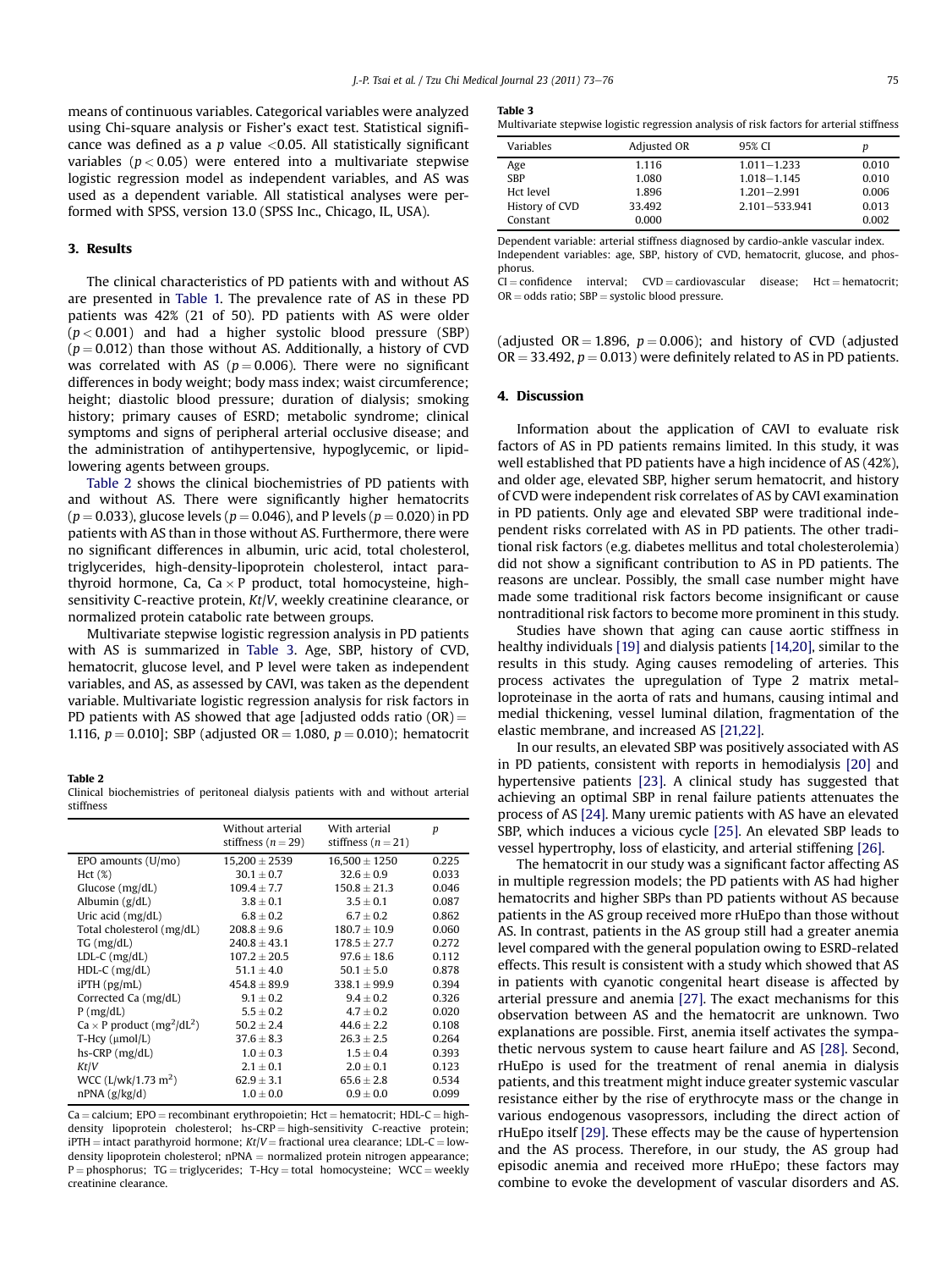means of continuous variables. Categorical variables were analyzed using Chi-square analysis or Fisher's exact test. Statistical significance was defined as a $p$ value $<0.05$. All statistically significant variables ($p < 0.05$) were entered into a multivariate stepwise logistic regression model as independent variables, and AS was used as a dependent variable. All statistical analyses were performed with SPSS, version 13.0 (SPSS Inc., Chicago, IL, USA).

## 3. Results

The clinical characteristics of PD patients with and without AS are presented in Table 1. The prevalence rate of AS in these PD patients was 42% (21 of 50). PD patients with AS were older ($p < 0.001$) and had a higher systolic blood pressure (SBP) ($p = 0.012$) than those without AS. Additionally, a history of CVD was correlated with AS ($p = 0.006$). There were no significant differences in body weight; body mass index; waist circumference; height; diastolic blood pressure; duration of dialysis; smoking history; primary causes of ESRD; metabolic syndrome; clinical symptoms and signs of peripheral arterial occlusive disease; and the administration of antihypertensive, hypoglycemic, or lipid-lowering agents between groups.

Table 2 shows the clinical biochemistries of PD patients with and without AS. There were significantly higher hematocrits ($p = 0.033$), glucose levels ($p = 0.046$), and P levels ($p = 0.020$) in PD patients with AS than in those without AS. Furthermore, there were no significant differences in albumin, uric acid, total cholesterol, triglycerides, high-density-lipoprotein cholesterol, intact parathyroid hormone, Ca, Ca × P product, total homocysteine, high-sensitivity C-reactive protein, *Kt/V*, weekly creatinine clearance, or normalized protein catabolic rate between groups.

Multivariate stepwise logistic regression analysis in PD patients with AS is summarized in Table 3. Age, SBP, history of CVD, hematocrit, glucose level, and P level were taken as independent variables, and AS, as assessed by CAVI, was taken as the dependent variable. Multivariate logistic regression analysis for risk factors in PD patients with AS showed that age [adjusted odds ratio (OR) = 1.116, $p = 0.010$]; SBP (adjusted OR = 1.080, $p = 0.010$); hematocrit (adjusted OR = 1.896, $p = 0.006$); and history of CVD (adjusted OR = 33.492, $p = 0.013$) were definitely related to AS in PD patients.

**Table 2**
Clinical biochemistries of peritoneal dialysis patients with and without arterial stiffness

| | Without arterial stiffness ($n = 29$) | With arterial stiffness ($n = 21$) | $p$ |
|---|---|---|---|
| EPO amounts (U/mo) | 15,200 ± 2539 | 16,500 ± 1250 | 0.225 |
| Hct (%) | 30.1 ± 0.7 | 32.6 ± 0.9 | 0.033 |
| Glucose (mg/dL) | 109.4 ± 7.7 | 150.8 ± 21.3 | 0.046 |
| Albumin (g/dL) | 3.8 ± 0.1 | 3.5 ± 0.1 | 0.087 |
| Uric acid (mg/dL) | 6.8 ± 0.2 | 6.7 ± 0.2 | 0.862 |
| Total cholesterol (mg/dL) | 208.8 ± 9.6 | 180.7 ± 10.9 | 0.060 |
| TG (mg/dL) | 240.8 ± 43.1 | 178.5 ± 27.7 | 0.272 |
| LDL-C (mg/dL) | 107.2 ± 20.5 | 97.6 ± 18.6 | 0.112 |
| HDL-C (mg/dL) | 51.1 ± 4.0 | 50.1 ± 5.0 | 0.878 |
| iPTH (pg/mL) | 454.8 ± 89.9 | 338.1 ± 99.9 | 0.394 |
| Corrected Ca (mg/dL) | 9.1 ± 0.2 | 9.4 ± 0.2 | 0.326 |
| P (mg/dL) | 5.5 ± 0.2 | 4.7 ± 0.2 | 0.020 |
| Ca × P product (mg$^2$/dL$^2$) | 50.2 ± 2.4 | 44.6 ± 2.2 | 0.108 |
| T-Hcy (μmol/L) | 37.6 ± 8.3 | 26.3 ± 2.5 | 0.264 |
| hs-CRP (mg/dL) | 1.0 ± 0.3 | 1.5 ± 0.4 | 0.393 |
| *Kt/V* | 2.1 ± 0.1 | 2.0 ± 0.1 | 0.123 |
| WCC (L/wk/1.73 m$^2$) | 62.9 ± 3.1 | 65.6 ± 2.8 | 0.534 |
| nPNA (g/kg/d) | 1.0 ± 0.0 | 0.9 ± 0.0 | 0.099 |

Ca = calcium; EPO = recombinant erythropoietin; Hct = hematocrit; HDL-C = high-density lipoprotein cholesterol; hs-CRP = high-sensitivity C-reactive protein; iPTH = intact parathyroid hormone; *Kt/V* = fractional urea clearance; LDL-C = low-density lipoprotein cholesterol; nPNA = normalized protein nitrogen appearance; P = phosphorus; TG = triglycerides; T-Hcy = total homocysteine; WCC = weekly creatinine clearance.

**Table 3**
Multivariate stepwise logistic regression analysis of risk factors for arterial stiffness

| Variables | Adjusted OR | 95% CI | $p$ |
|---|---|---|---|
| Age | 1.116 | 1.011–1.233 | 0.010 |
| SBP | 1.080 | 1.018–1.145 | 0.010 |
| Hct level | 1.896 | 1.201–2.991 | 0.006 |
| History of CVD | 33.492 | 2.101–533.941 | 0.013 |
| Constant | 0.000 | | 0.002 |

Dependent variable: arterial stiffness diagnosed by cardio-ankle vascular index. Independent variables: age, SBP, history of CVD, hematocrit, glucose, and phosphorus.
CI = confidence interval; CVD = cardiovascular disease; Hct = hematocrit; OR = odds ratio; SBP = systolic blood pressure.

## 4. Discussion

Information about the application of CAVI to evaluate risk factors of AS in PD patients remains limited. In this study, it was well established that PD patients have a high incidence of AS (42%), and older age, elevated SBP, higher serum hematocrit, and history of CVD were independent risk correlates of AS by CAVI examination in PD patients. Only age and elevated SBP were traditional independent risks correlated with AS in PD patients. The other traditional risk factors (e.g. diabetes mellitus and total cholesterolemia) did not show a significant contribution to AS in PD patients. The reasons are unclear. Possibly, the small case number might have made some traditional risk factors become insignificant or cause nontraditional risk factors to become more prominent in this study.

Studies have shown that aging can cause aortic stiffness in healthy individuals [19] and dialysis patients [14,20], similar to the results in this study. Aging causes remodeling of arteries. This process activates the upregulation of Type 2 matrix metalloproteinase in the aorta of rats and humans, causing intimal and medial thickening, vessel luminal dilation, fragmentation of the elastic membrane, and increased AS [21,22].

In our results, an elevated SBP was positively associated with AS in PD patients, consistent with reports in hemodialysis [20] and hypertensive patients [23]. A clinical study has suggested that achieving an optimal SBP in renal failure patients attenuates the process of AS [24]. Many uremic patients with AS have an elevated SBP, which induces a vicious cycle [25]. An elevated SBP leads to vessel hypertrophy, loss of elasticity, and arterial stiffening [26].

The hematocrit in our study was a significant factor affecting AS in multiple regression models; the PD patients with AS had higher hematocrits and higher SBPs than PD patients without AS because patients in the AS group received more rHuEpo than those without AS. In contrast, patients in the AS group still had a greater anemia level compared with the general population owing to ESRD-related effects. This result is consistent with a study which showed that AS in patients with cyanotic congenital heart disease is affected by arterial pressure and anemia [27]. The exact mechanisms for this observation between AS and the hematocrit are unknown. Two explanations are possible. First, anemia itself activates the sympathetic nervous system to cause heart failure and AS [28]. Second, rHuEpo is used for the treatment of renal anemia in dialysis patients, and this treatment might induce greater systemic vascular resistance either by the rise of erythrocyte mass or the change in various endogenous vasopressors, including the direct action of rHuEpo itself [29]. These effects may be the cause of hypertension and the AS process. Therefore, in our study, the AS group had episodic anemia and received more rHuEpo; these factors may combine to evoke the development of vascular disorders and AS.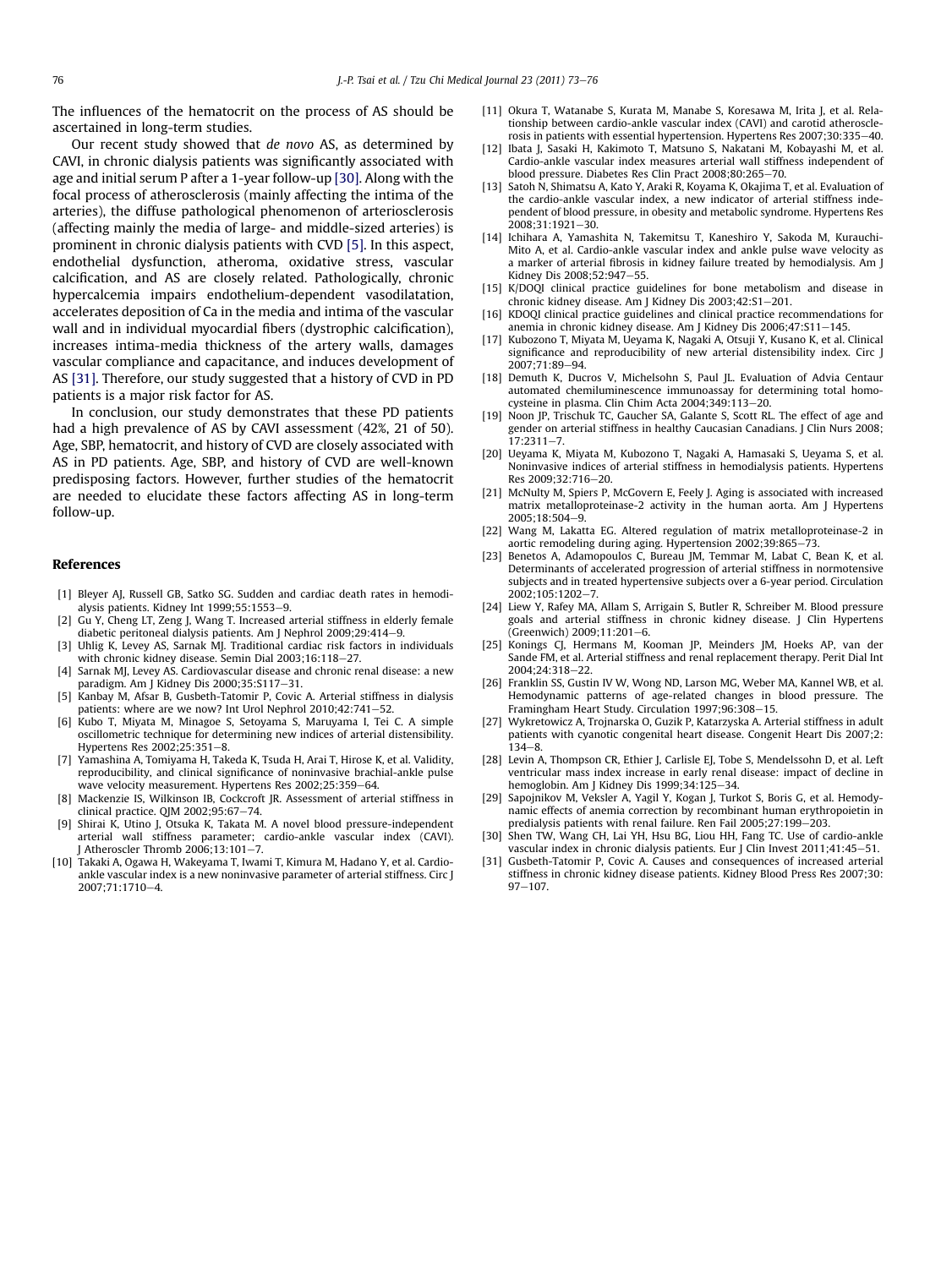The influences of the hematocrit on the process of AS should be ascertained in long-term studies.

Our recent study showed that *de novo* AS, as determined by CAVI, in chronic dialysis patients was significantly associated with age and initial serum P after a 1-year follow-up [30]. Along with the focal process of atherosclerosis (mainly affecting the intima of the arteries), the diffuse pathological phenomenon of arteriosclerosis (affecting mainly the media of large- and middle-sized arteries) is prominent in chronic dialysis patients with CVD [5]. In this aspect, endothelial dysfunction, atheroma, oxidative stress, vascular calcification, and AS are closely related. Pathologically, chronic hypercalcemia impairs endothelium-dependent vasodilatation, accelerates deposition of Ca in the media and intima of the vascular wall and in individual myocardial fibers (dystrophic calcification), increases intima-media thickness of the artery walls, damages vascular compliance and capacitance, and induces development of AS [31]. Therefore, our study suggested that a history of CVD in PD patients is a major risk factor for AS.

In conclusion, our study demonstrates that these PD patients had a high prevalence of AS by CAVI assessment (42%, 21 of 50). Age, SBP, hematocrit, and history of CVD are closely associated with AS in PD patients. Age, SBP, and history of CVD are well-known predisposing factors. However, further studies of the hematocrit are needed to elucidate these factors affecting AS in long-term follow-up.

## References

[1] Bleyer AJ, Russell GB, Satko SG. Sudden and cardiac death rates in hemodialysis patients. Kidney Int 1999;55:1553–9.

[2] Gu Y, Cheng LT, Zeng J, Wang T. Increased arterial stiffness in elderly female diabetic peritoneal dialysis patients. Am J Nephrol 2009;29:414–9.

[3] Uhlig K, Levey AS, Sarnak MJ. Traditional cardiac risk factors in individuals with chronic kidney disease. Semin Dial 2003;16:118–27.

[4] Sarnak MJ, Levey AS. Cardiovascular disease and chronic renal disease: a new paradigm. Am J Kidney Dis 2000;35:S117–31.

[5] Kanbay M, Afsar B, Gusbeth-Tatomir P, Covic A. Arterial stiffness in dialysis patients: where are we now? Int Urol Nephrol 2010;42:741–52.

[6] Kubo T, Miyata M, Minagoe S, Setoyama S, Maruyama I, Tei C. A simple oscillometric technique for determining new indices of arterial distensibility. Hypertens Res 2002;25:351–8.

[7] Yamashina A, Tomiyama H, Takeda K, Tsuda H, Arai T, Hirose K, et al. Validity, reproducibility, and clinical significance of noninvasive brachial-ankle pulse wave velocity measurement. Hypertens Res 2002;25:359–64.

[8] Mackenzie IS, Wilkinson IB, Cockcroft JR. Assessment of arterial stiffness in clinical practice. QJM 2002;95:67–74.

[9] Shirai K, Utino J, Otsuka K, Takata M. A novel blood pressure-independent arterial wall stiffness parameter; cardio-ankle vascular index (CAVI). J Atheroscler Thromb 2006;13:101–7.

[10] Takaki A, Ogawa H, Wakeyama T, Iwami T, Kimura M, Hadano Y, et al. Cardio-ankle vascular index is a new noninvasive parameter of arterial stiffness. Circ J 2007;71:1710–4.

[11] Okura T, Watanabe S, Kurata M, Manabe S, Koresawa M, Irita J, et al. Relationship between cardio-ankle vascular index (CAVI) and carotid atherosclerosis in patients with essential hypertension. Hypertens Res 2007;30:335–40.

[12] Ibata J, Sasaki H, Kakimoto T, Matsuno S, Nakatani M, Kobayashi M, et al. Cardio-ankle vascular index measures arterial wall stiffness independent of blood pressure. Diabetes Res Clin Pract 2008;80:265–70.

[13] Satoh N, Shimatsu A, Kato Y, Araki R, Koyama K, Okajima T, et al. Evaluation of the cardio-ankle vascular index, a new indicator of arterial stiffness independent of blood pressure, in obesity and metabolic syndrome. Hypertens Res 2008;31:1921–30.

[14] Ichihara A, Yamashita N, Takemitsu T, Kaneshiro Y, Sakoda M, Kurauchi-Mito A, et al. Cardio-ankle vascular index and ankle pulse wave velocity as a marker of arterial fibrosis in kidney failure treated by hemodialysis. Am J Kidney Dis 2008;52:947–55.

[15] K/DOQI clinical practice guidelines for bone metabolism and disease in chronic kidney disease. Am J Kidney Dis 2003;42:S1–201.

[16] KDOQI clinical practice guidelines and clinical practice recommendations for anemia in chronic kidney disease. Am J Kidney Dis 2006;47:S11–145.

[17] Kubozono T, Miyata M, Ueyama K, Nagaki A, Otsuji Y, Kusano K, et al. Clinical significance and reproducibility of new arterial distensibility index. Circ J 2007;71:89–94.

[18] Demuth K, Ducros V, Michelsohn S, Paul JL. Evaluation of Advia Centaur automated chemiluminescence immunoassay for determining total homocysteine in plasma. Clin Chim Acta 2004;349:113–20.

[19] Noon JP, Trischuk TC, Gaucher SA, Galante S, Scott RL. The effect of age and gender on arterial stiffness in healthy Caucasian Canadians. J Clin Nurs 2008;17:2311–7.

[20] Ueyama K, Miyata M, Kubozono T, Nagaki A, Hamasaki S, Ueyama S, et al. Noninvasive indices of arterial stiffness in hemodialysis patients. Hypertens Res 2009;32:716–20.

[21] McNulty M, Spiers P, McGovern E, Feely J. Aging is associated with increased matrix metalloproteinase-2 activity in the human aorta. Am J Hypertens 2005;18:504–9.

[22] Wang M, Lakatta EG. Altered regulation of matrix metalloproteinase-2 in aortic remodeling during aging. Hypertension 2002;39:865–73.

[23] Benetos A, Adamopoulos C, Bureau JM, Temmar M, Labat C, Bean K, et al. Determinants of accelerated progression of arterial stiffness in normotensive subjects and in treated hypertensive subjects over a 6-year period. Circulation 2002;105:1202–7.

[24] Liew Y, Rafey MA, Allam S, Arrigain S, Butler R, Schreiber M. Blood pressure goals and arterial stiffness in chronic kidney disease. J Clin Hypertens (Greenwich) 2009;11:201–6.

[25] Konings CJ, Hermans M, Kooman JP, Meinders JM, Hoeks AP, van der Sande FM, et al. Arterial stiffness and renal replacement therapy. Perit Dial Int 2004;24:318–22.

[26] Franklin SS, Gustin IV W, Wong ND, Larson MG, Weber MA, Kannel WB, et al. Hemodynamic patterns of age-related changes in blood pressure. The Framingham Heart Study. Circulation 1997;96:308–15.

[27] Wykretowicz A, Trojnarska O, Guzik P, Katarzyska A. Arterial stiffness in adult patients with cyanotic congenital heart disease. Congenit Heart Dis 2007;2:134–8.

[28] Levin A, Thompson CR, Ethier J, Carlisle EJ, Tobe S, Mendelssohn D, et al. Left ventricular mass index increase in early renal disease: impact of decline in hemoglobin. Am J Kidney Dis 1999;34:125–34.

[29] Sapojnikov M, Veksler A, Yagil Y, Kogan J, Turkot S, Boris G, et al. Hemodynamic effects of anemia correction by recombinant human erythropoietin in predialysis patients with renal failure. Ren Fail 2005;27:199–203.

[30] Shen TW, Wang CH, Lai YH, Hsu BG, Liou HH, Fang TC. Use of cardio-ankle vascular index in chronic dialysis patients. Eur J Clin Invest 2011;41:45–51.

[31] Gusbeth-Tatomir P, Covic A. Causes and consequences of increased arterial stiffness in chronic kidney disease patients. Kidney Blood Press Res 2007;30:97–107.